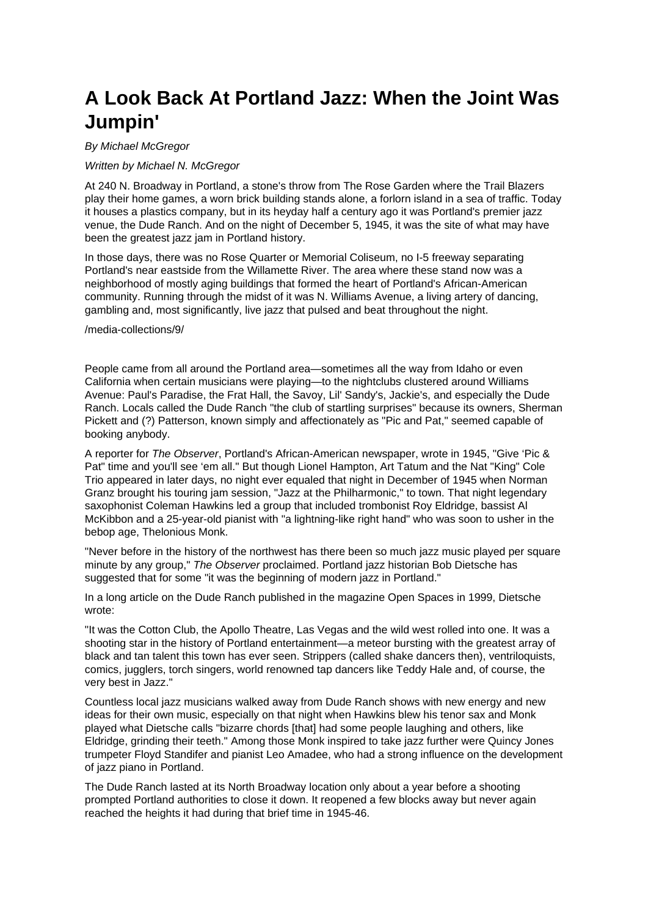# A Look Back At Portland Jazz: When the Joint Was Jumpin'

*By Michael McGregor*

*Written by Michael N. McGregor*

At 240 N. Broadway in Portland, a stone's throw from The Rose Garden where the Trail Blazers play their home games, a worn brick building stands alone, a forlorn island in a sea of traffic. Today it houses a plastics company, but in its heyday half a century ago it was Portland's premier jazz venue, the Dude Ranch. And on the night of December 5, 1945, it was the site of what may have been the greatest jazz jam in Portland history.

In those days, there was no Rose Quarter or Memorial Coliseum, no I-5 freeway separating Portland's near eastside from the Willamette River. The area where these stand now was a neighborhood of mostly aging buildings that formed the heart of Portland's African-American community. Running through the midst of it was N. Williams Avenue, a living artery of dancing, gambling and, most significantly, live jazz that pulsed and beat throughout the night.

/media-collections/9/

People came from all around the Portland area—sometimes all the way from Idaho or even California when certain musicians were playing—to the nightclubs clustered around Williams Avenue: Paul's Paradise, the Frat Hall, the Savoy, Lil' Sandy's, Jackie's, and especially the Dude Ranch. Locals called the Dude Ranch "the club of startling surprises" because its owners, Sherman Pickett and (?) Patterson, known simply and affectionately as "Pic and Pat," seemed capable of booking anybody.

A reporter for *The Observer*, Portland's African-American newspaper, wrote in 1945, "Give 'Pic & Pat" time and you'll see 'em all." But though Lionel Hampton, Art Tatum and the Nat "King" Cole Trio appeared in later days, no night ever equaled that night in December of 1945 when Norman Granz brought his touring jam session, "Jazz at the Philharmonic," to town. That night legendary saxophonist Coleman Hawkins led a group that included trombonist Roy Eldridge, bassist Al McKibbon and a 25-year-old pianist with "a lightning-like right hand" who was soon to usher in the bebop age, Thelonious Monk.

"Never before in the history of the northwest has there been so much jazz music played per square minute by any group," *The Observer* proclaimed. Portland jazz historian Bob Dietsche has suggested that for some "it was the beginning of modern jazz in Portland."

In a long article on the Dude Ranch published in the magazine Open Spaces in 1999, Dietsche wrote:

"It was the Cotton Club, the Apollo Theatre, Las Vegas and the wild west rolled into one. It was a shooting star in the history of Portland entertainment—a meteor bursting with the greatest array of black and tan talent this town has ever seen. Strippers (called shake dancers then), ventriloquists, comics, jugglers, torch singers, world renowned tap dancers like Teddy Hale and, of course, the very best in Jazz."

Countless local jazz musicians walked away from Dude Ranch shows with new energy and new ideas for their own music, especially on that night when Hawkins blew his tenor sax and Monk played what Dietsche calls "bizarre chords [that] had some people laughing and others, like Eldridge, grinding their teeth." Among those Monk inspired to take jazz further were Quincy Jones trumpeter Floyd Standifer and pianist Leo Amadee, who had a strong influence on the development of jazz piano in Portland.

The Dude Ranch lasted at its North Broadway location only about a year before a shooting prompted Portland authorities to close it down. It reopened a few blocks away but never again reached the heights it had during that brief time in 1945-46.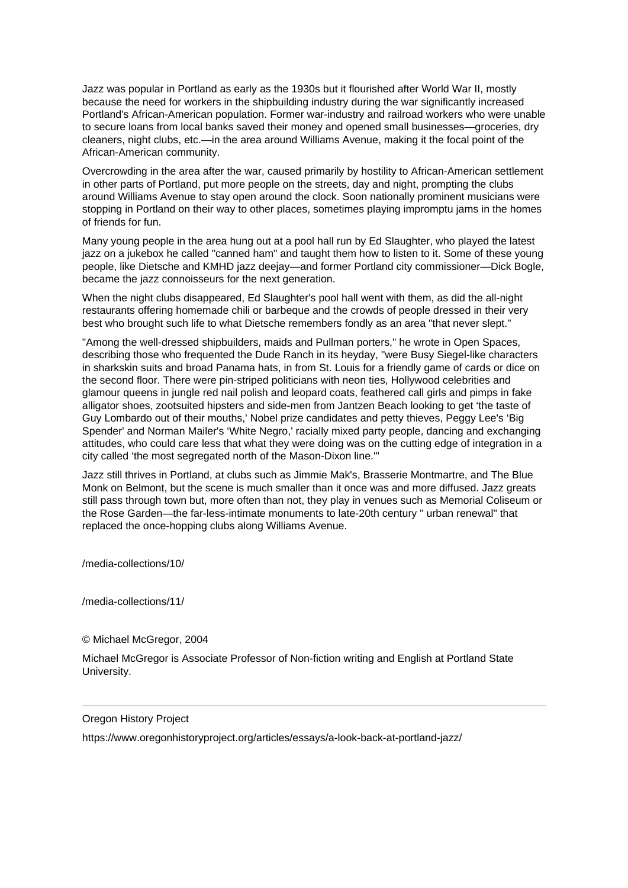Jazz was popular in Portland as early as the 1930s but it flourished after World War II, mostly because the need for workers in the shipbuilding industry during the war significantly increased Portland's African-American population. Former war-industry and railroad workers who were unable to secure loans from local banks saved their money and opened small businesses—groceries, dry cleaners, night clubs, etc.—in the area around Williams Avenue, making it the focal point of the African-American community.

Overcrowding in the area after the war, caused primarily by hostility to African-American settlement in other parts of Portland, put more people on the streets, day and night, prompting the clubs around Williams Avenue to stay open around the clock. Soon nationally prominent musicians were stopping in Portland on their way to other places, sometimes playing impromptu jams in the homes of friends for fun.

Many young people in the area hung out at a pool hall run by Ed Slaughter, who played the latest jazz on a jukebox he called "canned ham" and taught them how to listen to it. Some of these young people, like Dietsche and KMHD jazz deejay—and former Portland city commissioner—Dick Bogle, became the jazz connoisseurs for the next generation.

When the night clubs disappeared, Ed Slaughter's pool hall went with them, as did the all-night restaurants offering homemade chili or barbeque and the crowds of people dressed in their very best who brought such life to what Dietsche remembers fondly as an area "that never slept."

"Among the well-dressed shipbuilders, maids and Pullman porters," he wrote in Open Spaces, describing those who frequented the Dude Ranch in its heyday, "were Busy Siegel-like characters in sharkskin suits and broad Panama hats, in from St. Louis for a friendly game of cards or dice on the second floor. There were pin-striped politicians with neon ties, Hollywood celebrities and glamour queens in jungle red nail polish and leopard coats, feathered call girls and pimps in fake alligator shoes, zootsuited hipsters and side-men from Jantzen Beach looking to get 'the taste of Guy Lombardo out of their mouths,' Nobel prize candidates and petty thieves, Peggy Lee's 'Big Spender' and Norman Mailer's 'White Negro,' racially mixed party people, dancing and exchanging attitudes, who could care less that what they were doing was on the cutting edge of integration in a city called 'the most segregated north of the Mason-Dixon line.'"

Jazz still thrives in Portland, at clubs such as Jimmie Mak's, Brasserie Montmartre, and The Blue Monk on Belmont, but the scene is much smaller than it once was and more diffused. Jazz greats still pass through town but, more often than not, they play in venues such as Memorial Coliseum or the Rose Garden—the far-less-intimate monuments to late-20th century " urban renewal" that replaced the once-hopping clubs along Williams Avenue.

/media-collections/10/

/media-collections/11/

© Michael McGregor, 2004

Michael McGregor is Associate Professor of Non-fiction writing and English at Portland State University.

---

Oregon History Project

https://www.oregonhistoryproject.org/articles/essays/a-look-back-at-portland-jazz/